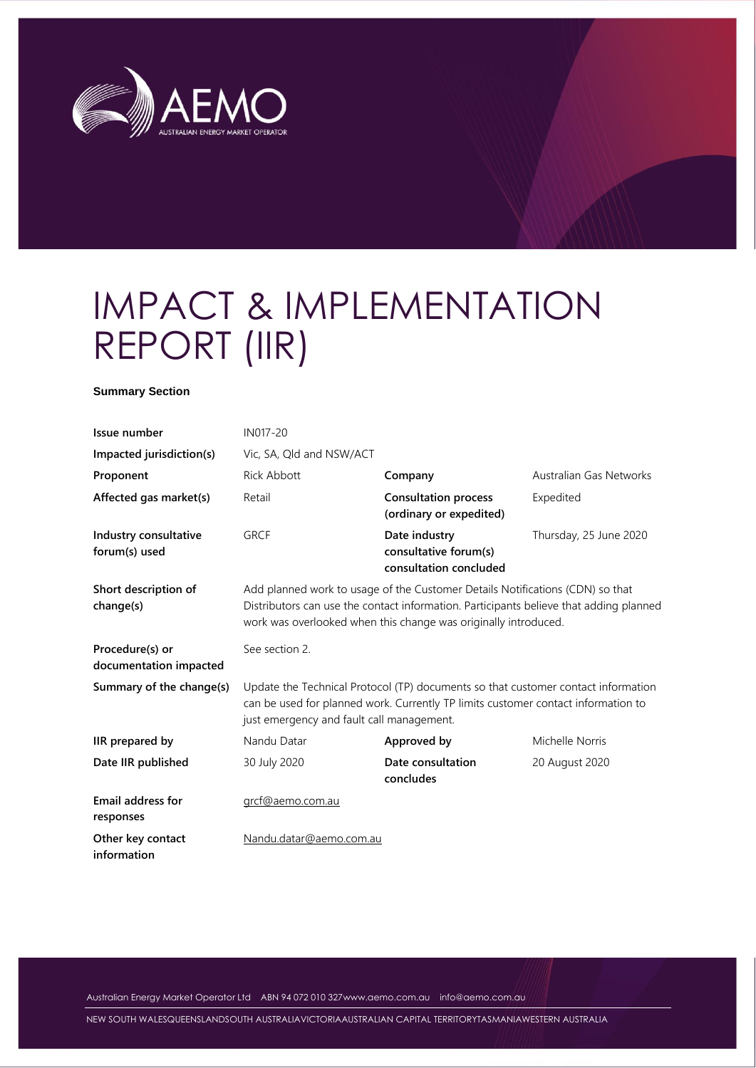# IMPACT & IMPLEMENTATION REPORT (IIR)

**Summary Section**

| | | | |
|---|---|---|---|
| **Issue number** | IN017-20 | | |
| **Impacted jurisdiction(s)** | Vic, SA, Qld and NSW/ACT | | |
| **Proponent** | Rick Abbott | **Company** | Australian Gas Networks |
| **Affected gas market(s)** | Retail | **Consultation process (ordinary or expedited)** | Expedited |
| **Industry consultative forum(s) used** | GRCF | **Date industry consultative forum(s) consultation concluded** | Thursday, 25 June 2020 |
| **Short description of change(s)** | Add planned work to usage of the Customer Details Notifications (CDN) so that Distributors can use the contact information. Participants believe that adding planned work was overlooked when this change was originally introduced. | | |
| **Procedure(s) or documentation impacted** | See section 2. | | |
| **Summary of the change(s)** | Update the Technical Protocol (TP) documents so that customer contact information can be used for planned work. Currently TP limits customer contact information to just emergency and fault call management. | | |
| **IIR prepared by** | Nandu Datar | **Approved by** | Michelle Norris |
| **Date IIR published** | 30 July 2020 | **Date consultation concludes** | 20 August 2020 |
| **Email address for responses** | grcf@aemo.com.au | | |
| **Other key contact information** | Nandu.datar@aemo.com.au | | |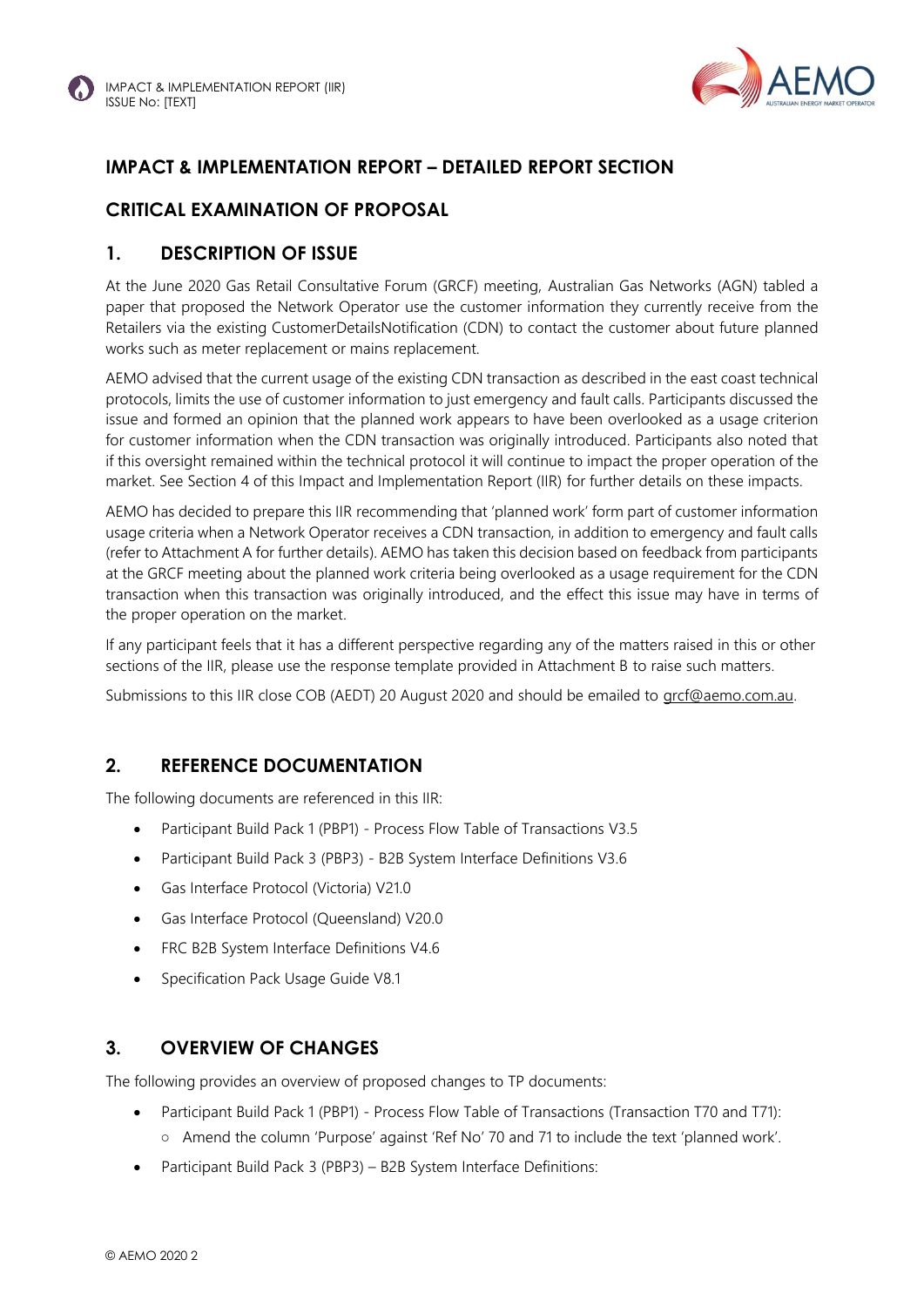# IMPACT & IMPLEMENTATION REPORT – DETAILED REPORT SECTION

## CRITICAL EXAMINATION OF PROPOSAL

## 1. DESCRIPTION OF ISSUE

At the June 2020 Gas Retail Consultative Forum (GRCF) meeting, Australian Gas Networks (AGN) tabled a paper that proposed the Network Operator use the customer information they currently receive from the Retailers via the existing CustomerDetailsNotification (CDN) to contact the customer about future planned works such as meter replacement or mains replacement.

AEMO advised that the current usage of the existing CDN transaction as described in the east coast technical protocols, limits the use of customer information to just emergency and fault calls. Participants discussed the issue and formed an opinion that the planned work appears to have been overlooked as a usage criterion for customer information when the CDN transaction was originally introduced. Participants also noted that if this oversight remained within the technical protocol it will continue to impact the proper operation of the market. See Section 4 of this Impact and Implementation Report (IIR) for further details on these impacts.

AEMO has decided to prepare this IIR recommending that 'planned work' form part of customer information usage criteria when a Network Operator receives a CDN transaction, in addition to emergency and fault calls (refer to Attachment A for further details). AEMO has taken this decision based on feedback from participants at the GRCF meeting about the planned work criteria being overlooked as a usage requirement for the CDN transaction when this transaction was originally introduced, and the effect this issue may have in terms of the proper operation on the market.

If any participant feels that it has a different perspective regarding any of the matters raised in this or other sections of the IIR, please use the response template provided in Attachment B to raise such matters.

Submissions to this IIR close COB (AEDT) 20 August 2020 and should be emailed to grcf@aemo.com.au.

## 2. REFERENCE DOCUMENTATION

The following documents are referenced in this IIR:

- Participant Build Pack 1 (PBP1) - Process Flow Table of Transactions V3.5
- Participant Build Pack 3 (PBP3) - B2B System Interface Definitions V3.6
- Gas Interface Protocol (Victoria) V21.0
- Gas Interface Protocol (Queensland) V20.0
- FRC B2B System Interface Definitions V4.6
- Specification Pack Usage Guide V8.1

## 3. OVERVIEW OF CHANGES

The following provides an overview of proposed changes to TP documents:

- Participant Build Pack 1 (PBP1) - Process Flow Table of Transactions (Transaction T70 and T71):
  - Amend the column 'Purpose' against 'Ref No' 70 and 71 to include the text 'planned work'.
- Participant Build Pack 3 (PBP3) – B2B System Interface Definitions: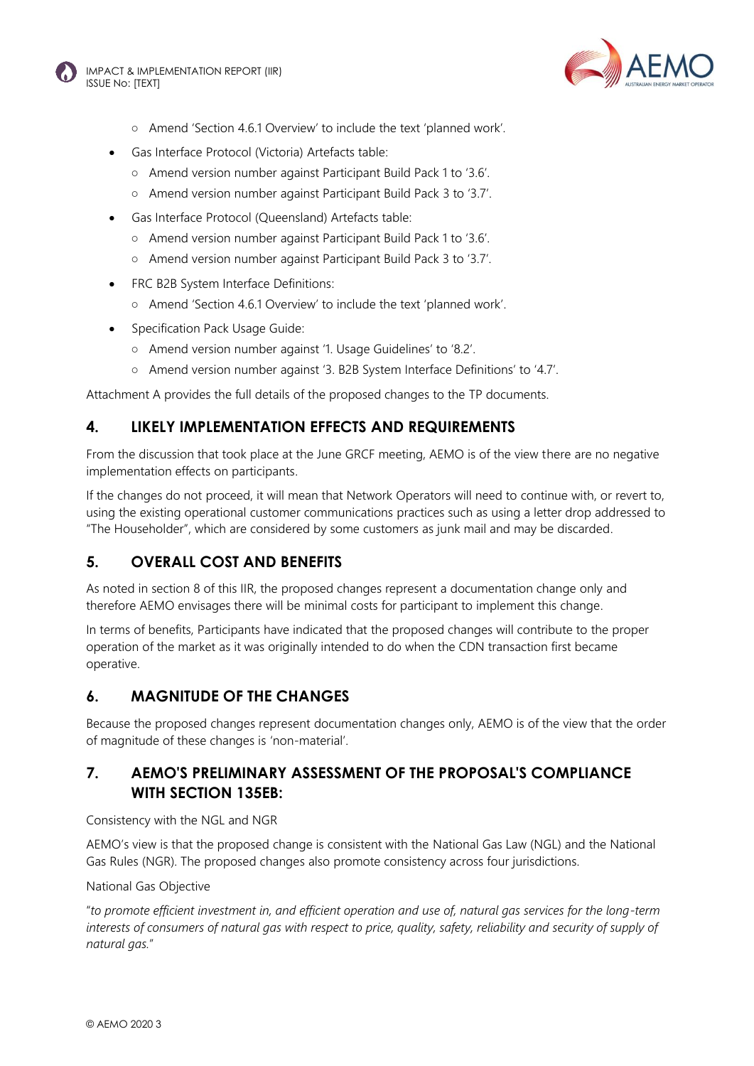- Amend 'Section 4.6.1 Overview' to include the text 'planned work'.
- Gas Interface Protocol (Victoria) Artefacts table:
  - Amend version number against Participant Build Pack 1 to '3.6'.
  - Amend version number against Participant Build Pack 3 to '3.7'.
- Gas Interface Protocol (Queensland) Artefacts table:
  - Amend version number against Participant Build Pack 1 to '3.6'.
  - Amend version number against Participant Build Pack 3 to '3.7'.
- FRC B2B System Interface Definitions:
  - Amend 'Section 4.6.1 Overview' to include the text 'planned work'.
- Specification Pack Usage Guide:
  - Amend version number against '1. Usage Guidelines' to '8.2'.
  - Amend version number against '3. B2B System Interface Definitions' to '4.7'.

Attachment A provides the full details of the proposed changes to the TP documents.

## 4. LIKELY IMPLEMENTATION EFFECTS AND REQUIREMENTS

From the discussion that took place at the June GRCF meeting, AEMO is of the view there are no negative implementation effects on participants.

If the changes do not proceed, it will mean that Network Operators will need to continue with, or revert to, using the existing operational customer communications practices such as using a letter drop addressed to "The Householder", which are considered by some customers as junk mail and may be discarded.

## 5. OVERALL COST AND BENEFITS

As noted in section 8 of this IIR, the proposed changes represent a documentation change only and therefore AEMO envisages there will be minimal costs for participant to implement this change.

In terms of benefits, Participants have indicated that the proposed changes will contribute to the proper operation of the market as it was originally intended to do when the CDN transaction first became operative.

## 6. MAGNITUDE OF THE CHANGES

Because the proposed changes represent documentation changes only, AEMO is of the view that the order of magnitude of these changes is 'non-material'.

## 7. AEMO'S PRELIMINARY ASSESSMENT OF THE PROPOSAL'S COMPLIANCE WITH SECTION 135EB:

Consistency with the NGL and NGR

AEMO's view is that the proposed change is consistent with the National Gas Law (NGL) and the National Gas Rules (NGR). The proposed changes also promote consistency across four jurisdictions.

National Gas Objective

"*to promote efficient investment in, and efficient operation and use of, natural gas services for the long-term interests of consumers of natural gas with respect to price, quality, safety, reliability and security of supply of natural gas.*"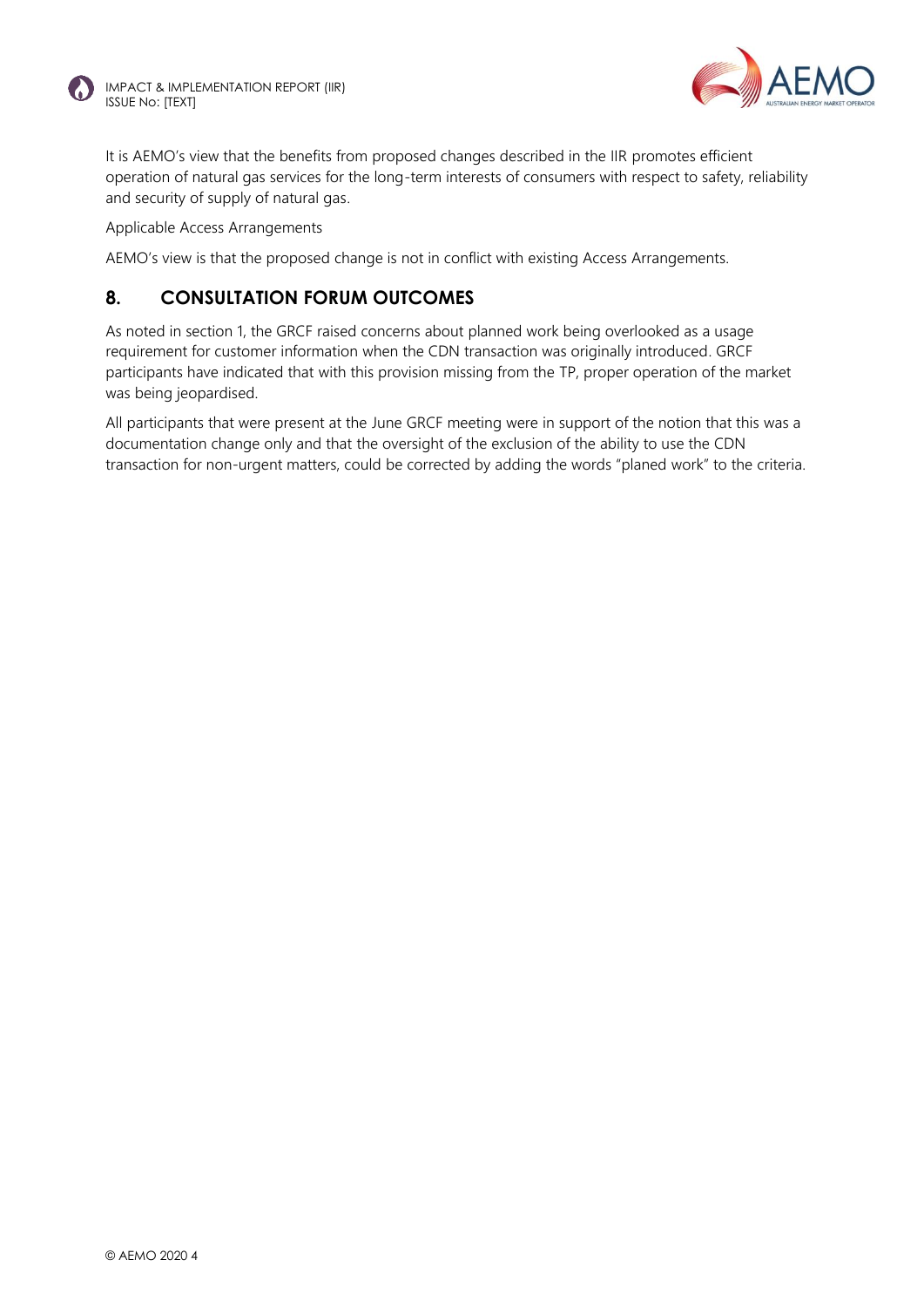It is AEMO's view that the benefits from proposed changes described in the IIR promotes efficient operation of natural gas services for the long-term interests of consumers with respect to safety, reliability and security of supply of natural gas.

Applicable Access Arrangements

AEMO's view is that the proposed change is not in conflict with existing Access Arrangements.

## 8. CONSULTATION FORUM OUTCOMES

As noted in section 1, the GRCF raised concerns about planned work being overlooked as a usage requirement for customer information when the CDN transaction was originally introduced. GRCF participants have indicated that with this provision missing from the TP, proper operation of the market was being jeopardised.

All participants that were present at the June GRCF meeting were in support of the notion that this was a documentation change only and that the oversight of the exclusion of the ability to use the CDN transaction for non-urgent matters, could be corrected by adding the words "planed work" to the criteria.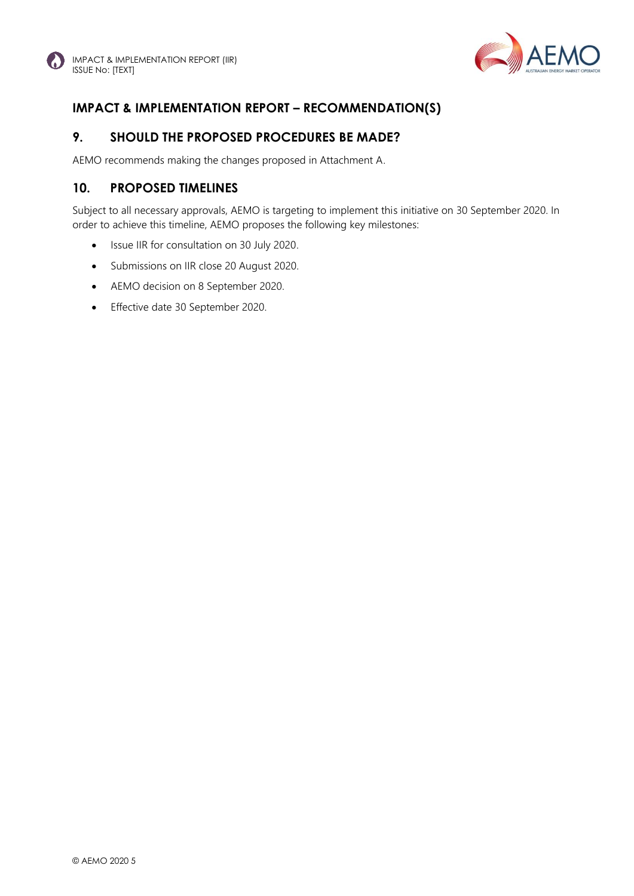## IMPACT & IMPLEMENTATION REPORT – RECOMMENDATION(S)

## 9. SHOULD THE PROPOSED PROCEDURES BE MADE?

AEMO recommends making the changes proposed in Attachment A.

## 10. PROPOSED TIMELINES

Subject to all necessary approvals, AEMO is targeting to implement this initiative on 30 September 2020. In order to achieve this timeline, AEMO proposes the following key milestones:

- Issue IIR for consultation on 30 July 2020.
- Submissions on IIR close 20 August 2020.
- AEMO decision on 8 September 2020.
- Effective date 30 September 2020.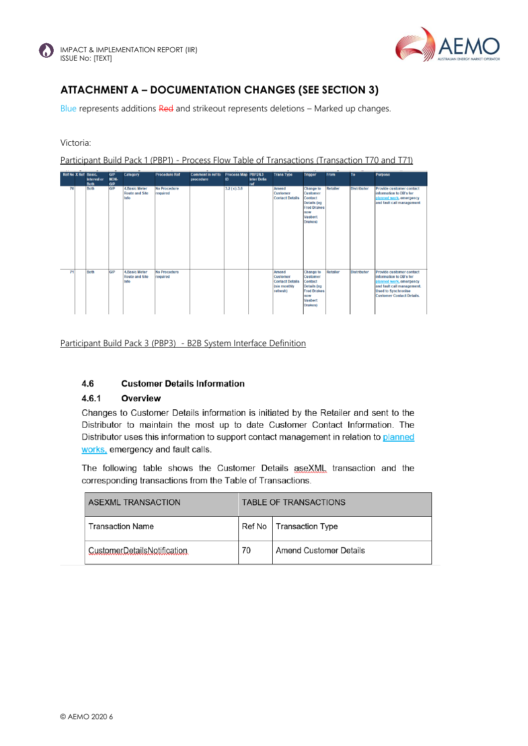## ATTACHMENT A – DOCUMENTATION CHANGES (SEE SECTION 3)

Blue represents additions ~~Red~~ and strikeout represents deletions – Marked up changes.

Victoria:

Participant Build Pack 1 (PBP1) - Process Flow Table of Transactions (Transaction T70 and T71)

| Ref No | X Ref | Basic, Interval or Both | GIP NON-GIP | Category | Procedure Ref | Comment in ref to procedure | Process Map ID | PBP2&3 Inter Defin ref | Trans Type | Trigger | From | To | Purpose |
|---|---|---|---|---|---|---|---|---|---|---|---|---|---|
| 70 | | Both | GIP | 4.Basic Meter Route and Site Info | No Procedure required | | 3.2 ( c).3.6 | | Amend Customer Contact Details | Change to Customer Contact Details (eg Fred Drakes now Vasbert Drakes) | Retailer | Distributor | Provide customer contact information to DB's for planned work, emergency and fault call management |
| 71 | | Both | GIP | 4.Basic Meter Route and Site Info | No Procedure required | | | | Amend Customer Contact Details (six monthly refresh) | Change to Customer Contact Details (eg Fred Drakes now Vasbert Drakes) | Retailer | Distributor | Provide customer contact information to DB's for planned work, emergency and fault call management. Used to Synchronise Customer Contact Details. |

Participant Build Pack 3 (PBP3) - B2B System Interface Definition

### 4.6 Customer Details Information

#### 4.6.1 Overview

Changes to Customer Details information is initiated by the Retailer and sent to the Distributor to maintain the most up to date Customer Contact Information. The Distributor uses this information to support contact management in relation to planned works, emergency and fault calls.

The following table shows the Customer Details aseXML transaction and the corresponding transactions from the Table of Transactions.

| ASEXML TRANSACTION | TABLE OF TRANSACTIONS | |
|---|---|---|
| Transaction Name | Ref No | Transaction Type |
| CustomerDetailsNotification | 70 | Amend Customer Details |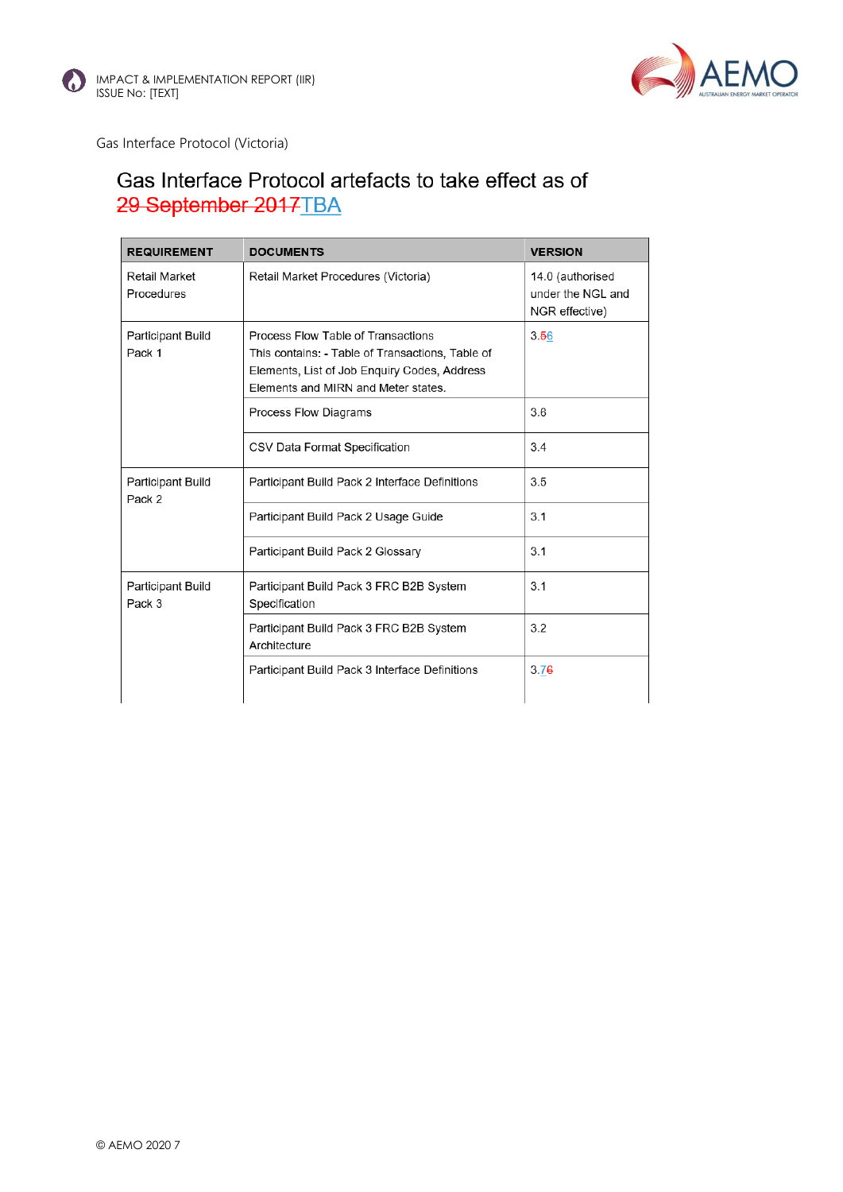Gas Interface Protocol (Victoria)

## Gas Interface Protocol artefacts to take effect as of ~~29 September 2017~~TBA

| REQUIREMENT | DOCUMENTS | VERSION |
|---|---|---|
| Retail Market Procedures | Retail Market Procedures (Victoria) | 14.0 (authorised under the NGL and NGR effective) |
| Participant Build Pack 1 | Process Flow Table of Transactions<br>This contains: - Table of Transactions, Table of Elements, List of Job Enquiry Codes, Address Elements and MIRN and Meter states. | 3.~~5~~6 |
| | Process Flow Diagrams | 3.6 |
| | CSV Data Format Specification | 3.4 |
| Participant Build Pack 2 | Participant Build Pack 2 Interface Definitions | 3.5 |
| | Participant Build Pack 2 Usage Guide | 3.1 |
| | Participant Build Pack 2 Glossary | 3.1 |
| Participant Build Pack 3 | Participant Build Pack 3 FRC B2B System Specification | 3.1 |
| | Participant Build Pack 3 FRC B2B System Architecture | 3.2 |
| | Participant Build Pack 3 Interface Definitions | 3.7~~6~~ |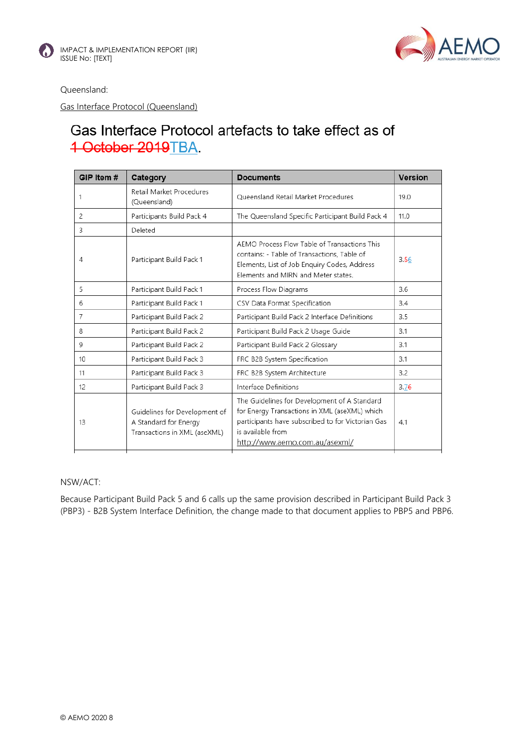Queensland:

Gas Interface Protocol (Queensland)

## Gas Interface Protocol artefacts to take effect as of ~~1 October 2019~~TBA.

| GIP Item # | Category | Documents | Version |
|---|---|---|---|
| 1 | Retail Market Procedures (Queensland) | Queensland Retail Market Procedures | 19.0 |
| 2 | Participants Build Pack 4 | The Queensland Specific Participant Build Pack 4 | 11.0 |
| 3 | Deleted | | |
| 4 | Participant Build Pack 1 | AEMO Process Flow Table of Transactions This contains: - Table of Transactions, Table of Elements, List of Job Enquiry Codes, Address Elements and MIRN and Meter states. | 3.~~5~~6 |
| 5 | Participant Build Pack 1 | Process Flow Diagrams | 3.6 |
| 6 | Participant Build Pack 1 | CSV Data Format Specification | 3.4 |
| 7 | Participant Build Pack 2 | Participant Build Pack 2 Interface Definitions | 3.5 |
| 8 | Participant Build Pack 2 | Participant Build Pack 2 Usage Guide | 3.1 |
| 9 | Participant Build Pack 2 | Participant Build Pack 2 Glossary | 3.1 |
| 10 | Participant Build Pack 3 | FRC B2B System Specification | 3.1 |
| 11 | Participant Build Pack 3 | FRC B2B System Architecture | 3.2 |
| 12 | Participant Build Pack 3 | Interface Definitions | 3.~~7~~6 |
| 13 | Guidelines for Development of A Standard for Energy Transactions in XML (aseXML) | The Guidelines for Development of A Standard for Energy Transactions in XML (aseXML) which participants have subscribed to for Victorian Gas is available from http://www.aemo.com.au/asexml/ | 4.1 |

NSW/ACT:

Because Participant Build Pack 5 and 6 calls up the same provision described in Participant Build Pack 3 (PBP3) - B2B System Interface Definition, the change made to that document applies to PBP5 and PBP6.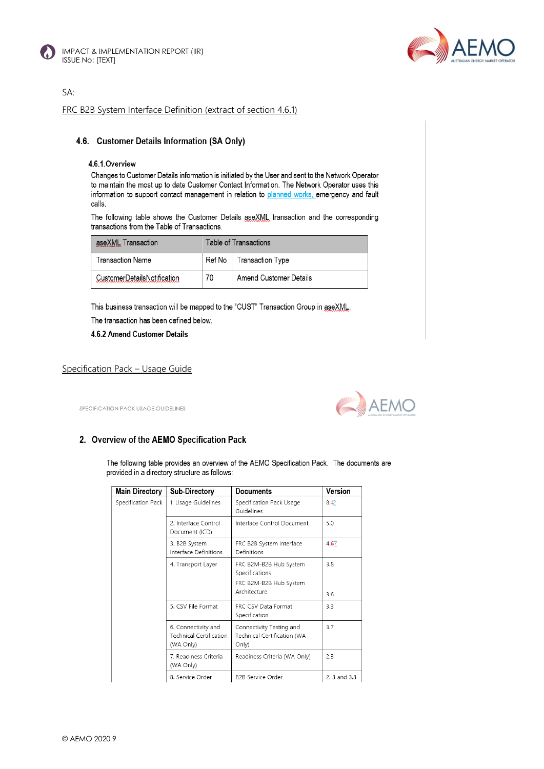SA:

FRC B2B System Interface Definition (extract of section 4.6.1)

### 4.6. Customer Details Information (SA Only)

#### 4.6.1. Overview

Changes to Customer Details information is initiated by the User and sent to the Network Operator to maintain the most up to date Customer Contact Information. The Network Operator uses this information to support contact management in relation to planned works, emergency and fault calls.

The following table shows the Customer Details aseXML transaction and the corresponding transactions from the Table of Transactions.

| aseXML Transaction | Table of Transactions | |
|---|---|---|
| Transaction Name | Ref No | Transaction Type |
| CustomerDetailsNotification | 70 | Amend Customer Details |

This business transaction will be mapped to the "CUST" Transaction Group in aseXML.

The transaction has been defined below.

#### 4.6.2 Amend Customer Details

Specification Pack – Usage Guide

SPECIFICATION PACK USAGE GUIDELINES

## 2. Overview of the AEMO Specification Pack

The following table provides an overview of the AEMO Specification Pack. The documents are provided in a directory structure as follows:

| Main Directory | Sub-Directory | Documents | Version |
|---|---|---|---|
| Specification Pack | 1. Usage Guidelines | Specification Pack Usage Guidelines | 8.12 |
| | 2. Interface Control Document (ICD) | Interface Control Document | 5.0 |
| | 3. B2B System Interface Definitions | FRC B2B System Interface Definitions | 4.67 |
| | 4. Transport Layer | FRC B2M-B2B Hub System Specifications<br>FRC B2M-B2B Hub System Architecture | 3.8<br>3.6 |
| | 5. CSV File Format | FRC CSV Data Format Specification | 3.3 |
| | 6. Connectivity and Technical Certification (WA Only) | Connectivity Testing and Technical Certification (WA Only) | 3.7 |
| | 7. Readiness Criteria (WA Only) | Readiness Criteria (WA Only) | 2.3 |
| | 8. Service Order | B2B Service Order | 2, 3 and 3.3 |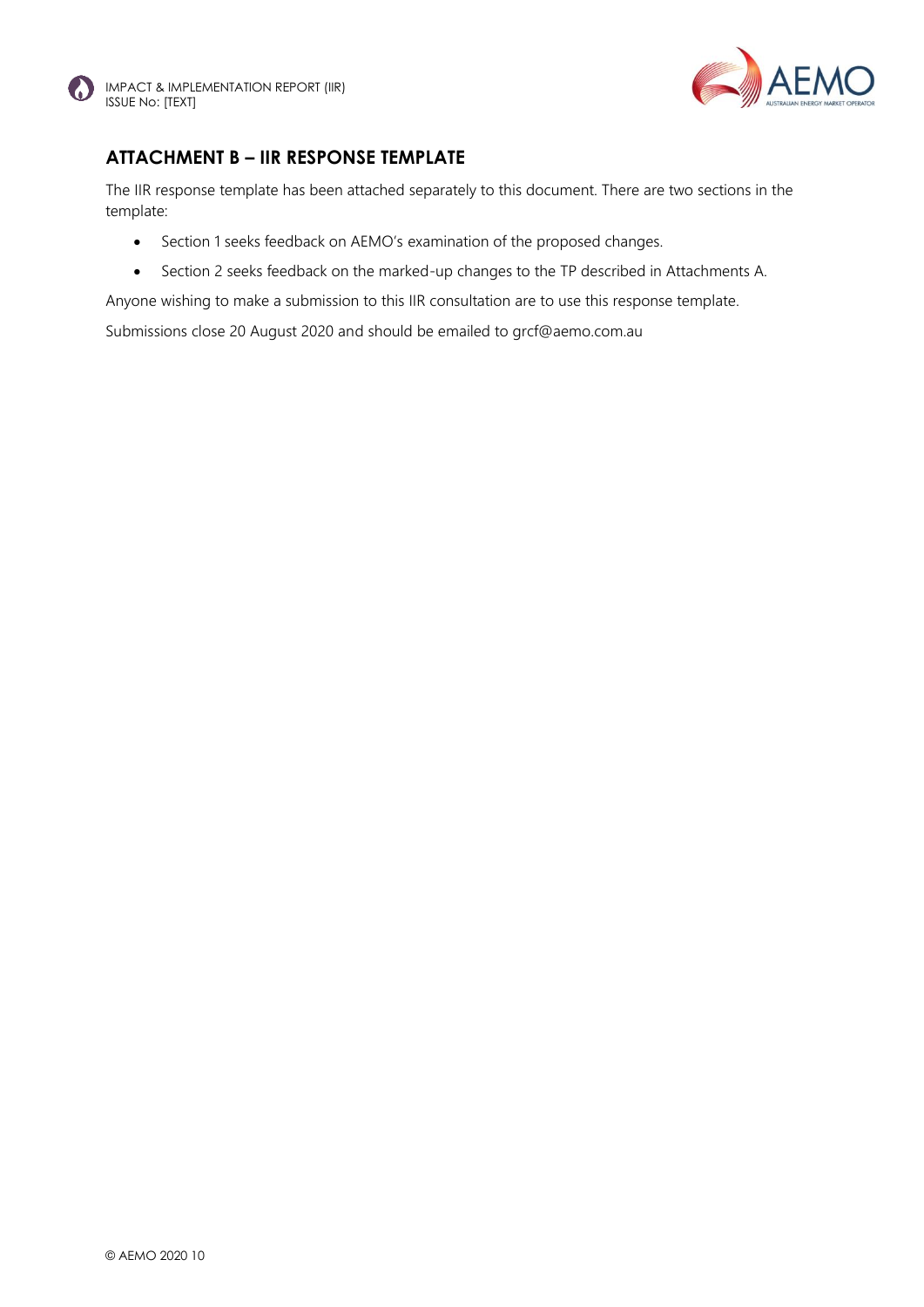## ATTACHMENT B – IIR RESPONSE TEMPLATE

The IIR response template has been attached separately to this document. There are two sections in the template:

- Section 1 seeks feedback on AEMO's examination of the proposed changes.
- Section 2 seeks feedback on the marked-up changes to the TP described in Attachments A.

Anyone wishing to make a submission to this IIR consultation are to use this response template.

Submissions close 20 August 2020 and should be emailed to grcf@aemo.com.au